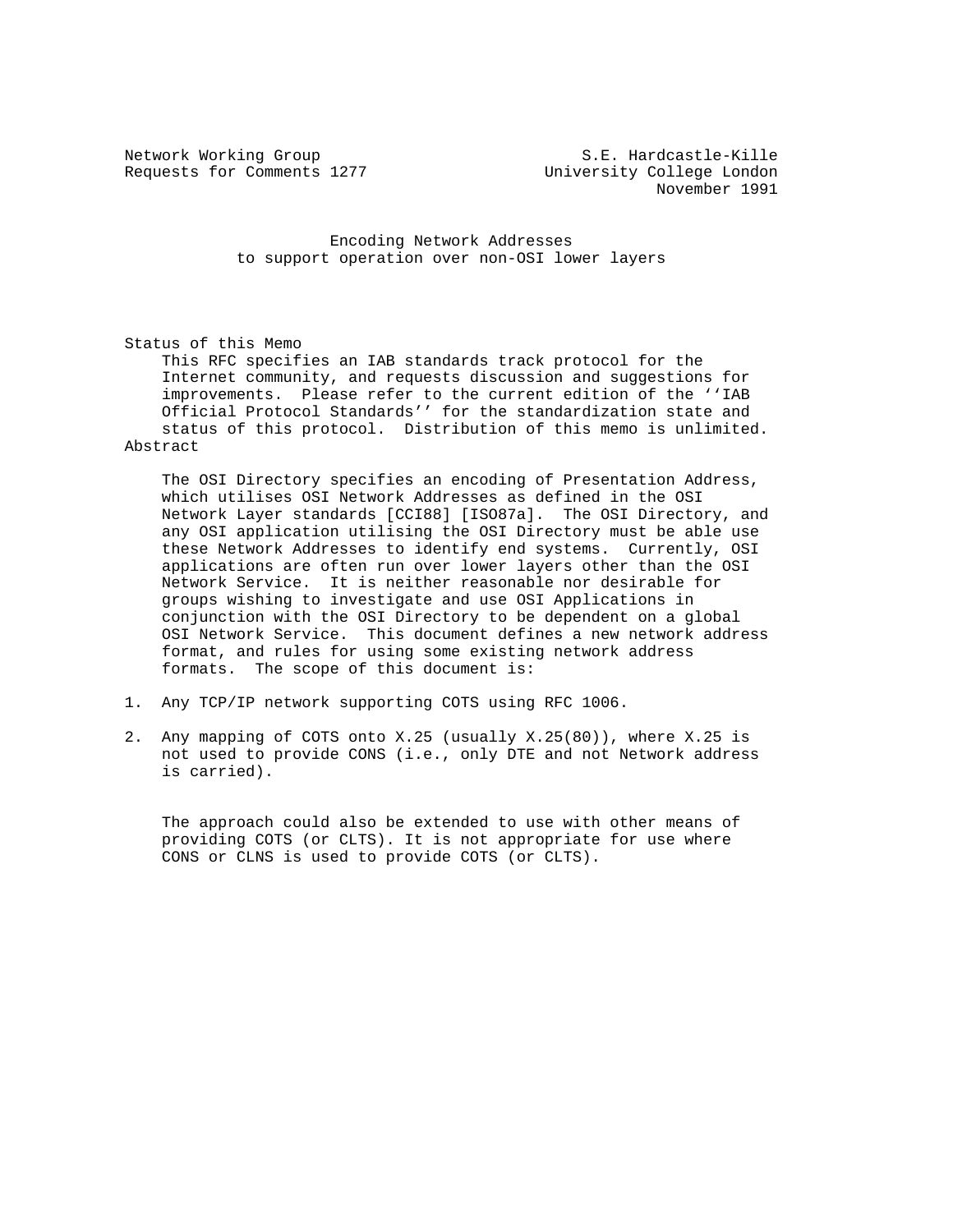Network Working Group S.E. Hardcastle-Kille
Requests for Comments 1277 University College London
November 1991

# Encoding Network Addresses to support operation over non-OSI lower layers

## Status of this Memo

This RFC specifies an IAB standards track protocol for the Internet community, and requests discussion and suggestions for improvements. Please refer to the current edition of the ''IAB Official Protocol Standards'' for the standardization state and status of this protocol. Distribution of this memo is unlimited.

## Abstract

The OSI Directory specifies an encoding of Presentation Address, which utilises OSI Network Addresses as defined in the OSI Network Layer standards [CCI88] [ISO87a]. The OSI Directory, and any OSI application utilising the OSI Directory must be able use these Network Addresses to identify end systems. Currently, OSI applications are often run over lower layers other than the OSI Network Service. It is neither reasonable nor desirable for groups wishing to investigate and use OSI Applications in conjunction with the OSI Directory to be dependent on a global OSI Network Service. This document defines a new network address format, and rules for using some existing network address formats. The scope of this document is:

1. Any TCP/IP network supporting COTS using RFC 1006.
2. Any mapping of COTS onto X.25 (usually X.25(80)), where X.25 is not used to provide CONS (i.e., only DTE and not Network address is carried).

The approach could also be extended to use with other means of providing COTS (or CLTS). It is not appropriate for use where CONS or CLNS is used to provide COTS (or CLTS).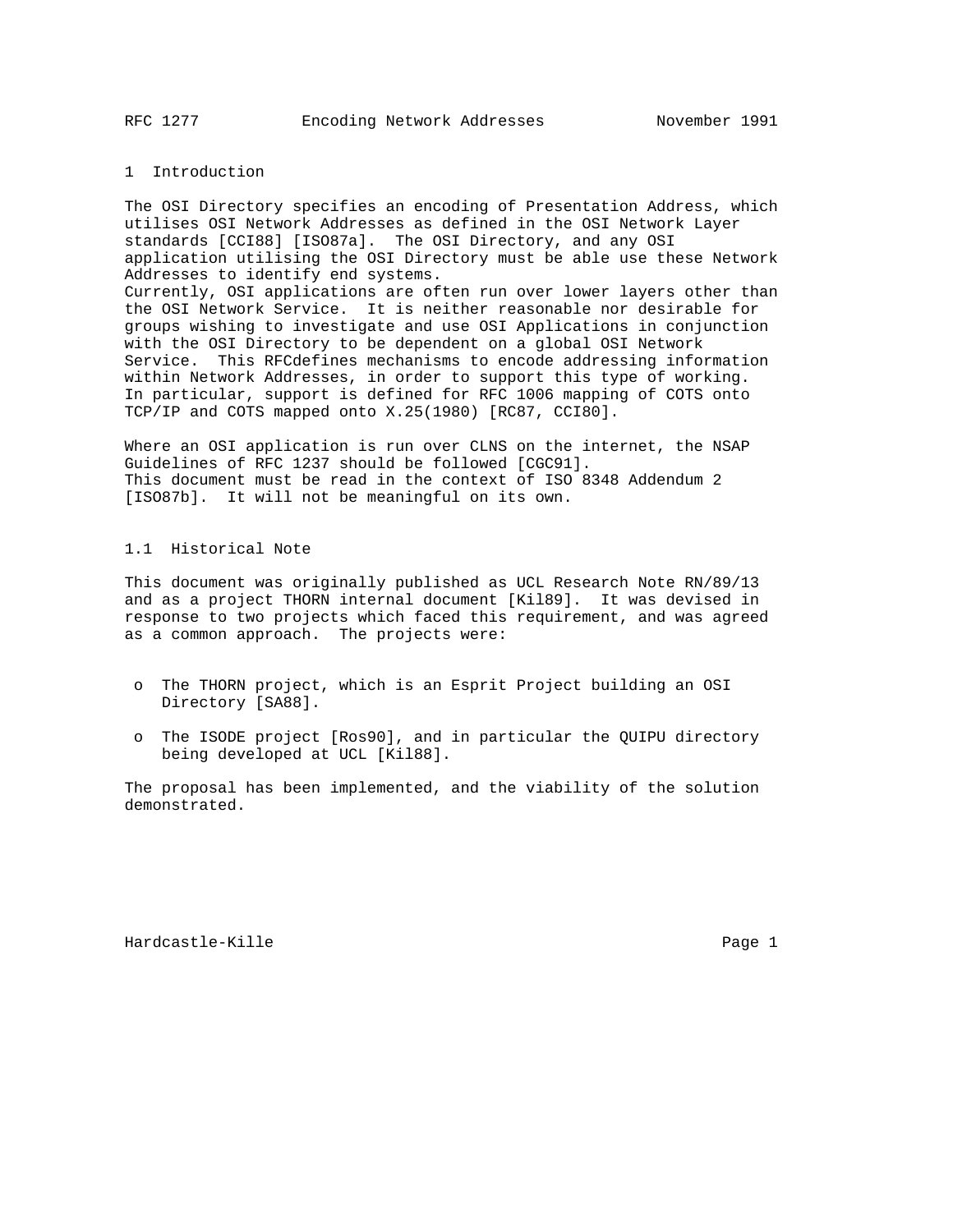# 1 Introduction

The OSI Directory specifies an encoding of Presentation Address, which utilises OSI Network Addresses as defined in the OSI Network Layer standards [CCI88] [ISO87a]. The OSI Directory, and any OSI application utilising the OSI Directory must be able use these Network Addresses to identify end systems.
Currently, OSI applications are often run over lower layers other than the OSI Network Service. It is neither reasonable nor desirable for groups wishing to investigate and use OSI Applications in conjunction with the OSI Directory to be dependent on a global OSI Network Service. This RFCdefines mechanisms to encode addressing information within Network Addresses, in order to support this type of working. In particular, support is defined for RFC 1006 mapping of COTS onto TCP/IP and COTS mapped onto X.25(1980) [RC87, CCI80].

Where an OSI application is run over CLNS on the internet, the NSAP Guidelines of RFC 1237 should be followed [CGC91].
This document must be read in the context of ISO 8348 Addendum 2 [ISO87b]. It will not be meaningful on its own.

## 1.1 Historical Note

This document was originally published as UCL Research Note RN/89/13 and as a project THORN internal document [Kil89]. It was devised in response to two projects which faced this requirement, and was agreed as a common approach. The projects were:

- The THORN project, which is an Esprit Project building an OSI Directory [SA88].
- The ISODE project [Ros90], and in particular the QUIPU directory being developed at UCL [Kil88].

The proposal has been implemented, and the viability of the solution demonstrated.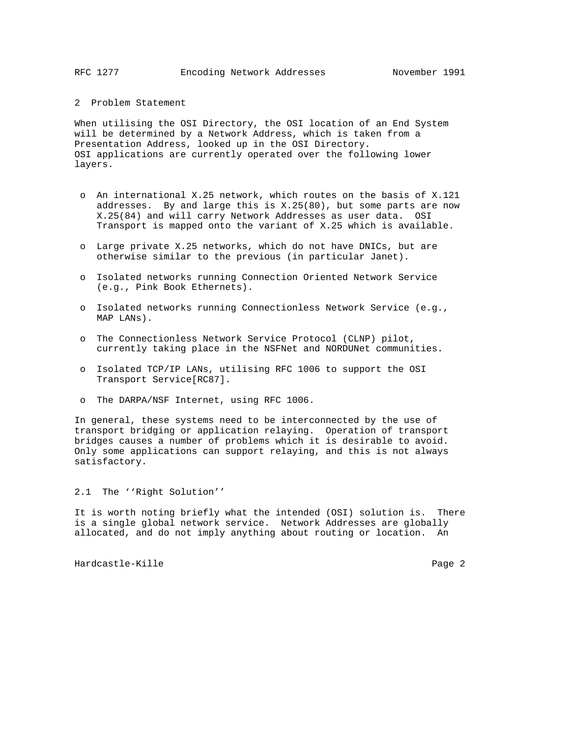## 2 Problem Statement

When utilising the OSI Directory, the OSI location of an End System will be determined by a Network Address, which is taken from a Presentation Address, looked up in the OSI Directory.
OSI applications are currently operated over the following lower layers.

- An international X.25 network, which routes on the basis of X.121 addresses. By and large this is X.25(80), but some parts are now X.25(84) and will carry Network Addresses as user data. OSI Transport is mapped onto the variant of X.25 which is available.
- Large private X.25 networks, which do not have DNICs, but are otherwise similar to the previous (in particular Janet).
- Isolated networks running Connection Oriented Network Service (e.g., Pink Book Ethernets).
- Isolated networks running Connectionless Network Service (e.g., MAP LANs).
- The Connectionless Network Service Protocol (CLNP) pilot, currently taking place in the NSFNet and NORDUNet communities.
- Isolated TCP/IP LANs, utilising RFC 1006 to support the OSI Transport Service[RC87].
- The DARPA/NSF Internet, using RFC 1006.

In general, these systems need to be interconnected by the use of transport bridging or application relaying. Operation of transport bridges causes a number of problems which it is desirable to avoid. Only some applications can support relaying, and this is not always satisfactory.

### 2.1 The ''Right Solution''

It is worth noting briefly what the intended (OSI) solution is. There is a single global network service. Network Addresses are globally allocated, and do not imply anything about routing or location. An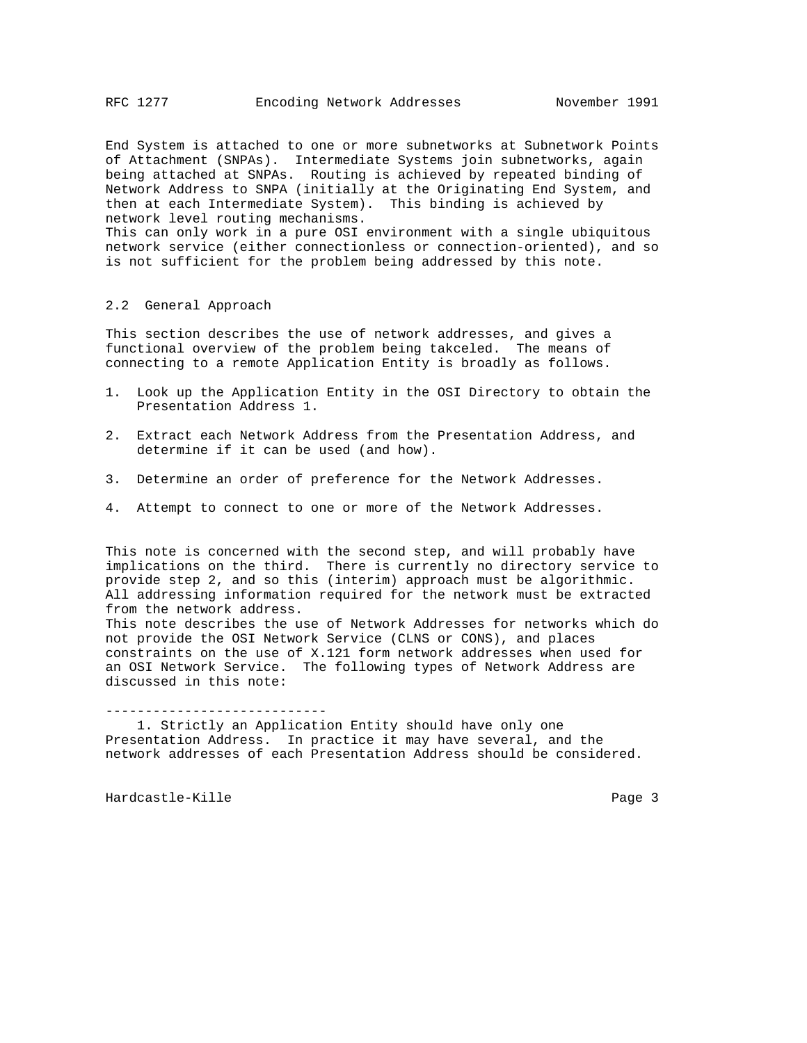End System is attached to one or more subnetworks at Subnetwork Points of Attachment (SNPAs). Intermediate Systems join subnetworks, again being attached at SNPAs. Routing is achieved by repeated binding of Network Address to SNPA (initially at the Originating End System, and then at each Intermediate System). This binding is achieved by network level routing mechanisms.
This can only work in a pure OSI environment with a single ubiquitous network service (either connectionless or connection-oriented), and so is not sufficient for the problem being addressed by this note.

### 2.2 General Approach

This section describes the use of network addresses, and gives a functional overview of the problem being takceled. The means of connecting to a remote Application Entity is broadly as follows.

1. Look up the Application Entity in the OSI Directory to obtain the Presentation Address 1.

2. Extract each Network Address from the Presentation Address, and determine if it can be used (and how).

3. Determine an order of preference for the Network Addresses.

4. Attempt to connect to one or more of the Network Addresses.

This note is concerned with the second step, and will probably have implications on the third. There is currently no directory service to provide step 2, and so this (interim) approach must be algorithmic. All addressing information required for the network must be extracted from the network address.
This note describes the use of Network Addresses for networks which do not provide the OSI Network Service (CLNS or CONS), and places constraints on the use of X.121 form network addresses when used for an OSI Network Service. The following types of Network Address are discussed in this note:

----------------------------

1. Strictly an Application Entity should have only one Presentation Address. In practice it may have several, and the network addresses of each Presentation Address should be considered.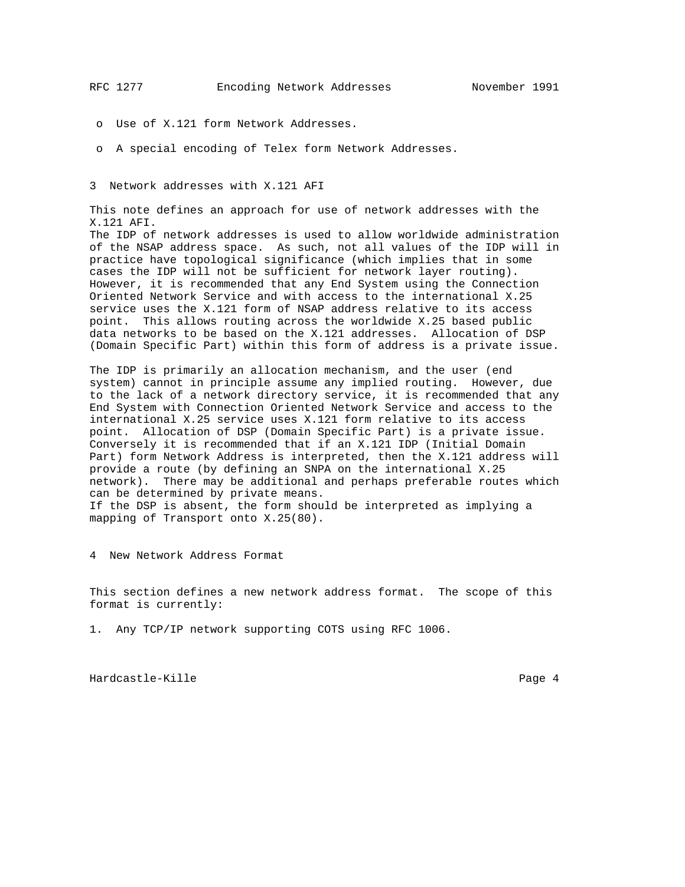- o  Use of X.121 form Network Addresses.
- o  A special encoding of Telex form Network Addresses.

## 3  Network addresses with X.121 AFI

This note defines an approach for use of network addresses with the X.121 AFI.
The IDP of network addresses is used to allow worldwide administration of the NSAP address space. As such, not all values of the IDP will in practice have topological significance (which implies that in some cases the IDP will not be sufficient for network layer routing). However, it is recommended that any End System using the Connection Oriented Network Service and with access to the international X.25 service uses the X.121 form of NSAP address relative to its access point. This allows routing across the worldwide X.25 based public data networks to be based on the X.121 addresses. Allocation of DSP (Domain Specific Part) within this form of address is a private issue.

The IDP is primarily an allocation mechanism, and the user (end system) cannot in principle assume any implied routing. However, due to the lack of a network directory service, it is recommended that any End System with Connection Oriented Network Service and access to the international X.25 service uses X.121 form relative to its access point. Allocation of DSP (Domain Specific Part) is a private issue. Conversely it is recommended that if an X.121 IDP (Initial Domain Part) form Network Address is interpreted, then the X.121 address will provide a route (by defining an SNPA on the international X.25 network). There may be additional and perhaps preferable routes which can be determined by private means.
If the DSP is absent, the form should be interpreted as implying a mapping of Transport onto X.25(80).

## 4  New Network Address Format

This section defines a new network address format. The scope of this format is currently:

1.  Any TCP/IP network supporting COTS using RFC 1006.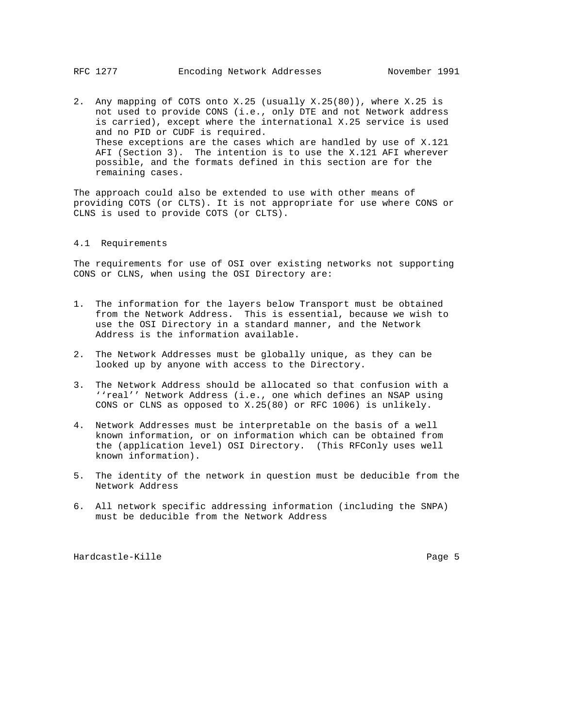2. Any mapping of COTS onto X.25 (usually X.25(80)), where X.25 is not used to provide CONS (i.e., only DTE and not Network address is carried), except where the international X.25 service is used and no PID or CUDF is required.
   These exceptions are the cases which are handled by use of X.121 AFI (Section 3). The intention is to use the X.121 AFI wherever possible, and the formats defined in this section are for the remaining cases.

The approach could also be extended to use with other means of providing COTS (or CLTS). It is not appropriate for use where CONS or CLNS is used to provide COTS (or CLTS).

## 4.1 Requirements

The requirements for use of OSI over existing networks not supporting CONS or CLNS, when using the OSI Directory are:

1. The information for the layers below Transport must be obtained from the Network Address. This is essential, because we wish to use the OSI Directory in a standard manner, and the Network Address is the information available.

2. The Network Addresses must be globally unique, as they can be looked up by anyone with access to the Directory.

3. The Network Address should be allocated so that confusion with a ''real'' Network Address (i.e., one which defines an NSAP using CONS or CLNS as opposed to X.25(80) or RFC 1006) is unlikely.

4. Network Addresses must be interpretable on the basis of a well known information, or on information which can be obtained from the (application level) OSI Directory. (This RFConly uses well known information).

5. The identity of the network in question must be deducible from the Network Address

6. All network specific addressing information (including the SNPA) must be deducible from the Network Address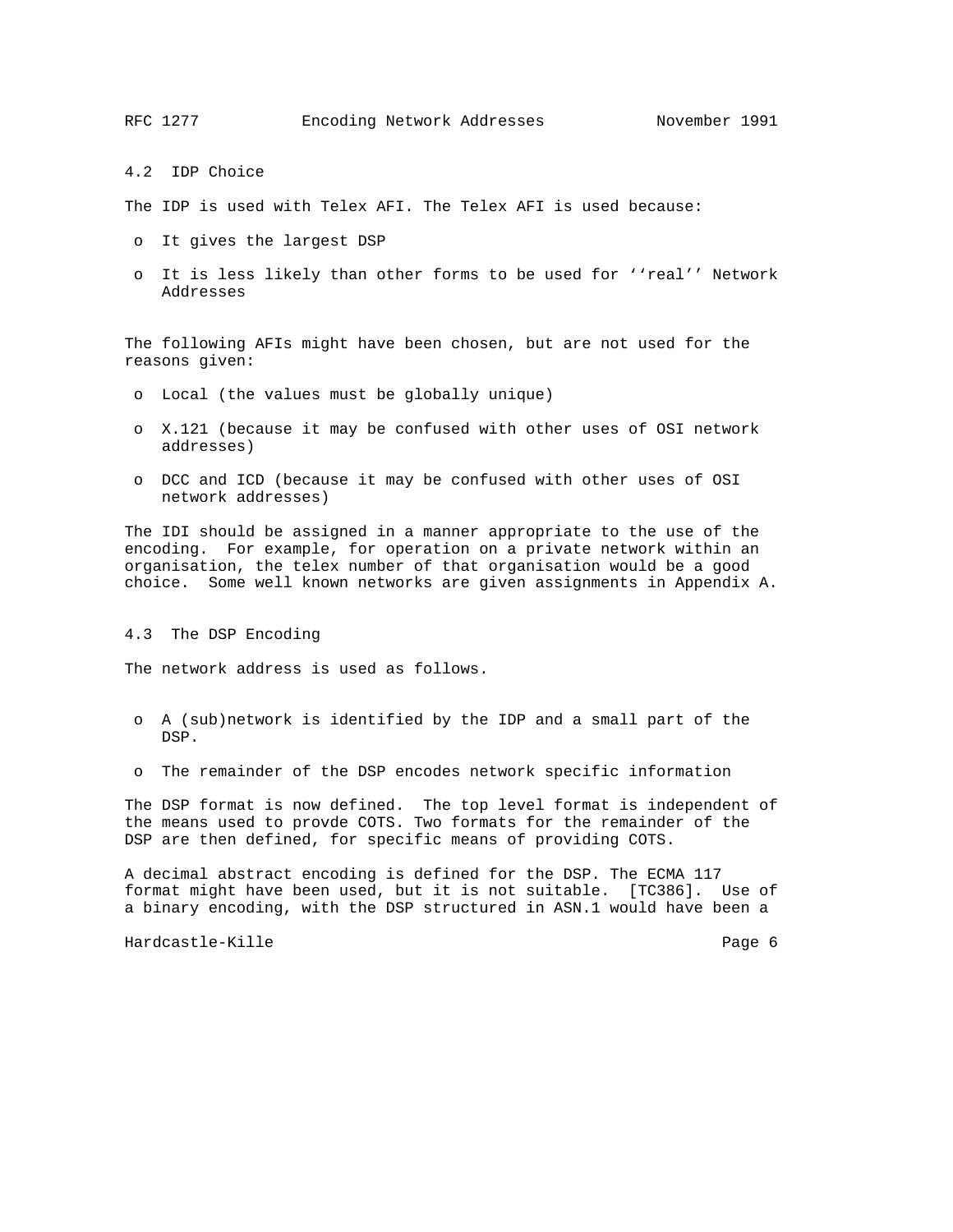## 4.2 IDP Choice

The IDP is used with Telex AFI. The Telex AFI is used because:

- It gives the largest DSP
- It is less likely than other forms to be used for ‘‘real’’ Network Addresses

The following AFIs might have been chosen, but are not used for the reasons given:

- Local (the values must be globally unique)
- X.121 (because it may be confused with other uses of OSI network addresses)
- DCC and ICD (because it may be confused with other uses of OSI network addresses)

The IDI should be assigned in a manner appropriate to the use of the encoding. For example, for operation on a private network within an organisation, the telex number of that organisation would be a good choice. Some well known networks are given assignments in Appendix A.

## 4.3 The DSP Encoding

The network address is used as follows.

- A (sub)network is identified by the IDP and a small part of the DSP.
- The remainder of the DSP encodes network specific information

The DSP format is now defined. The top level format is independent of the means used to provde COTS. Two formats for the remainder of the DSP are then defined, for specific means of providing COTS.

A decimal abstract encoding is defined for the DSP. The ECMA 117 format might have been used, but it is not suitable. [TC386]. Use of a binary encoding, with the DSP structured in ASN.1 would have been a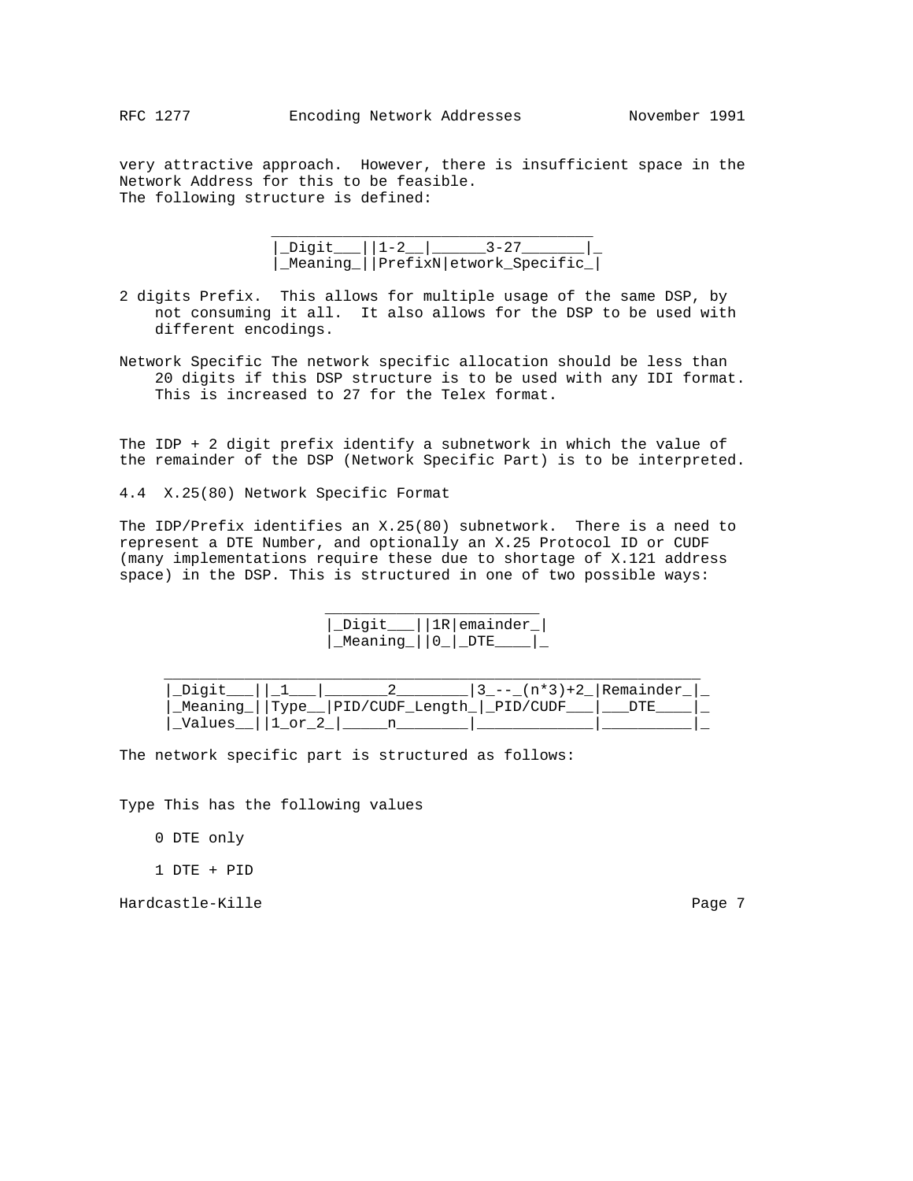very attractive approach. However, there is insufficient space in the Network Address for this to be feasible.
The following structure is defined:

| Digit | 1-2 | 3-27 |
|---|---|---|
| Meaning | Prefix | Network Specific |

2 digits Prefix. This allows for multiple usage of the same DSP, by not consuming it all. It also allows for the DSP to be used with different encodings.

Network Specific The network specific allocation should be less than 20 digits if this DSP structure is to be used with any IDI format. This is increased to 27 for the Telex format.

The IDP + 2 digit prefix identify a subnetwork in which the value of the remainder of the DSP (Network Specific Part) is to be interpreted.

## 4.4 X.25(80) Network Specific Format

The IDP/Prefix identifies an X.25(80) subnetwork. There is a need to represent a DTE Number, and optionally an X.25 Protocol ID or CUDF (many implementations require these due to shortage of X.121 address space) in the DSP. This is structured in one of two possible ways:

| Digit | 1 | Remainder |
|---|---|---|
| Meaning | 0 | DTE |

| Digit | 1 | 2 | 3 -- (n*3)+2 | Remainder |
|---|---|---|---|---|
| Meaning | Type | PID/CUDF Length | PID/CUDF | DTE |
| Values | 1 or 2 | n | | |

The network specific part is structured as follows:

Type This has the following values

0 DTE only

1 DTE + PID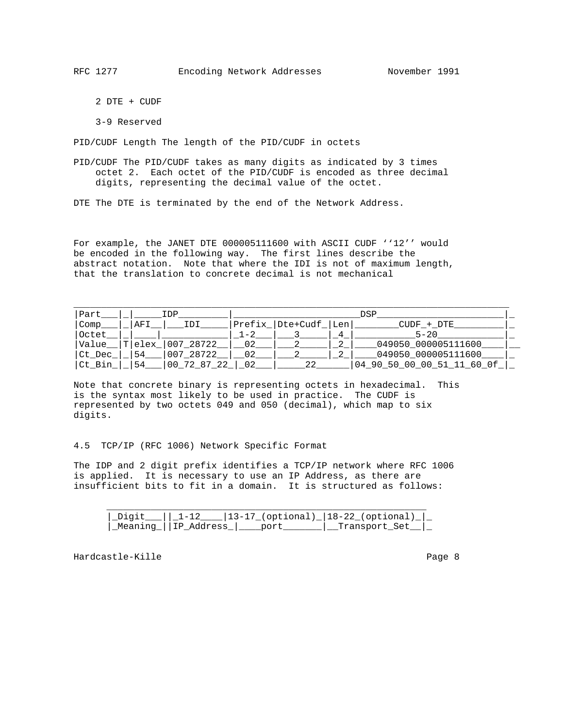2 DTE + CUDF

3-9 Reserved

PID/CUDF Length The length of the PID/CUDF in octets

PID/CUDF The PID/CUDF takes as many digits as indicated by 3 times octet 2. Each octet of the PID/CUDF is encoded as three decimal digits, representing the decimal value of the octet.

DTE The DTE is terminated by the end of the Network Address.

For example, the JANET DTE 000005111600 with ASCII CUDF ''12'' would be encoded in the following way. The first lines describe the abstract notation. Note that where the IDI is not of maximum length, that the translation to concrete decimal is not mechanical

| Part | | IDP | | DSP | | | |
|---|---|---|---|---|---|---|---|
| Comp | | AFI | IDI | Prefix | Dte+Cudf | Len | CUDF + DTE |
| Octet | | | | 1-2 | 3 | 4 | 5-20 |
| Value | T | elex | 007 28722 | 02 | 2 | 2 | 049050 000005111600 |
| Ct_Dec | | 54 | 007 28722 | 02 | 2 | 2 | 049050 000005111600 |
| Ct_Bin | | 54 | 00 72 87 22 | 02 | 22 | | 04 90 50 00 00 51 11 60 0f |

Note that concrete binary is representing octets in hexadecimal. This is the syntax most likely to be used in practice. The CUDF is represented by two octets 049 and 050 (decimal), which map to six digits.

## 4.5 TCP/IP (RFC 1006) Network Specific Format

The IDP and 2 digit prefix identifies a TCP/IP network where RFC 1006 is applied. It is necessary to use an IP Address, as there are insufficient bits to fit in a domain. It is structured as follows:

| Digit | 1-12 | 13-17 (optional) | 18-22 (optional) |
|---|---|---|---|
| Meaning | IP Address | port | Transport Set |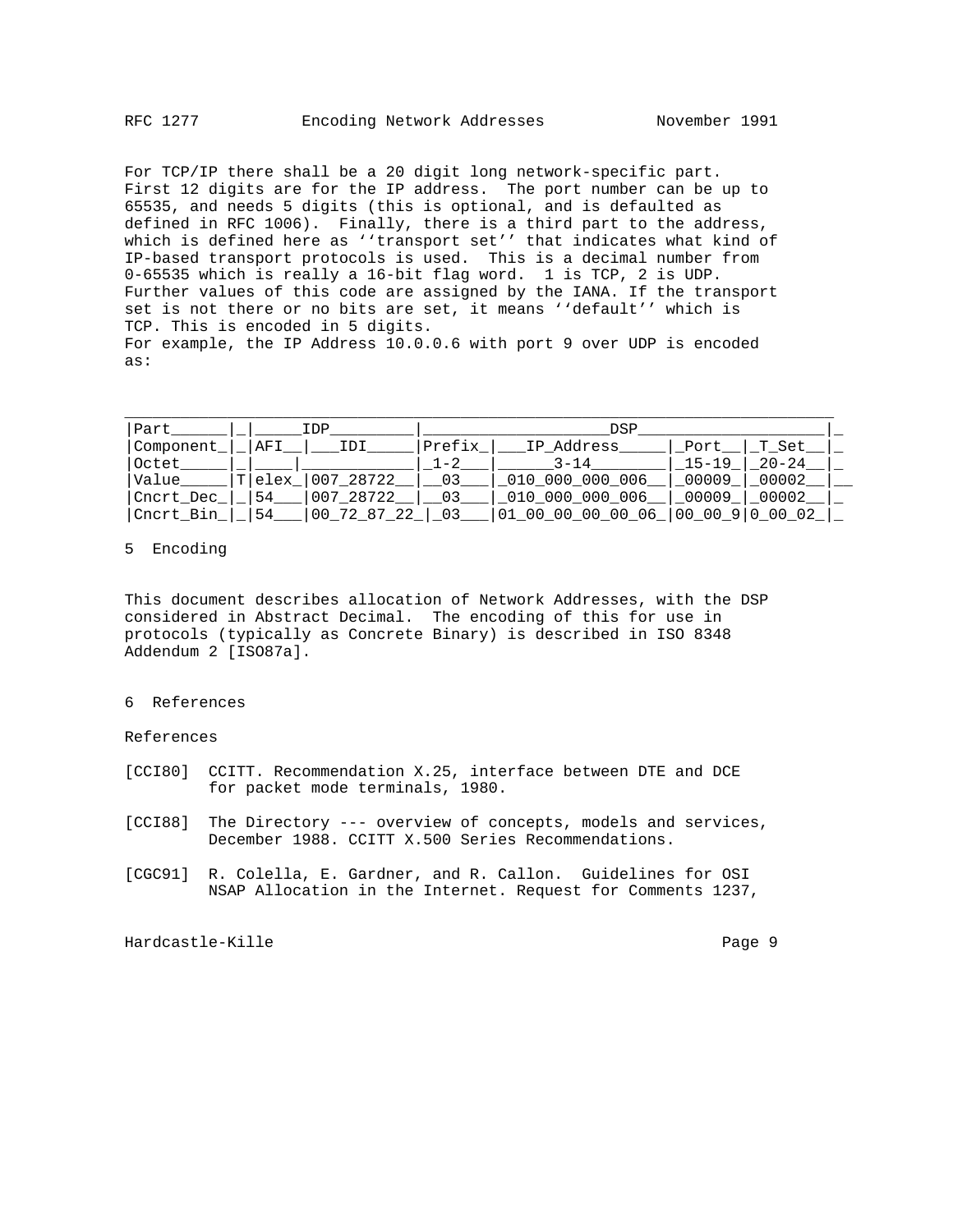For TCP/IP there shall be a 20 digit long network-specific part. First 12 digits are for the IP address. The port number can be up to 65535, and needs 5 digits (this is optional, and is defaulted as defined in RFC 1006). Finally, there is a third part to the address, which is defined here as ‘‘transport set’’ that indicates what kind of IP-based transport protocols is used. This is a decimal number from 0-65535 which is really a 16-bit flag word. 1 is TCP, 2 is UDP. Further values of this code are assigned by the IANA. If the transport set is not there or no bits are set, it means ‘‘default’’ which is TCP. This is encoded in 5 digits.
For example, the IP Address 10.0.0.6 with port 9 over UDP is encoded as:

| Part | | IDP | | DSP | | | |
|---|---|---|---|---|---|---|---|
| Component | | AFI | IDI | Prefix | IP_Address | Port | T_Set |
| Octet | | | | 1-2 | 3-14 | 15-19 | 20-24 |
| Value | T | elex | 007 28722 | 03 | 010 000 000 006 | 00009 | 00002 |
| Cncrt_Dec | | 54 | 007 28722 | 03 | 010 000 000 006 | 00009 | 00002 |
| Cncrt_Bin | | 54 | 00 72 87 22 | 03 | 01 00 00 00 00 06 | 00 00 9 | 0 00 02 |

## 5 Encoding

This document describes allocation of Network Addresses, with the DSP considered in Abstract Decimal. The encoding of this for use in protocols (typically as Concrete Binary) is described in ISO 8348 Addendum 2 [ISO87a].

## 6 References

References

[CCI80] CCITT. Recommendation X.25, interface between DTE and DCE for packet mode terminals, 1980.

[CCI88] The Directory --- overview of concepts, models and services, December 1988. CCITT X.500 Series Recommendations.

[CGC91] R. Colella, E. Gardner, and R. Callon. Guidelines for OSI NSAP Allocation in the Internet. Request for Comments 1237,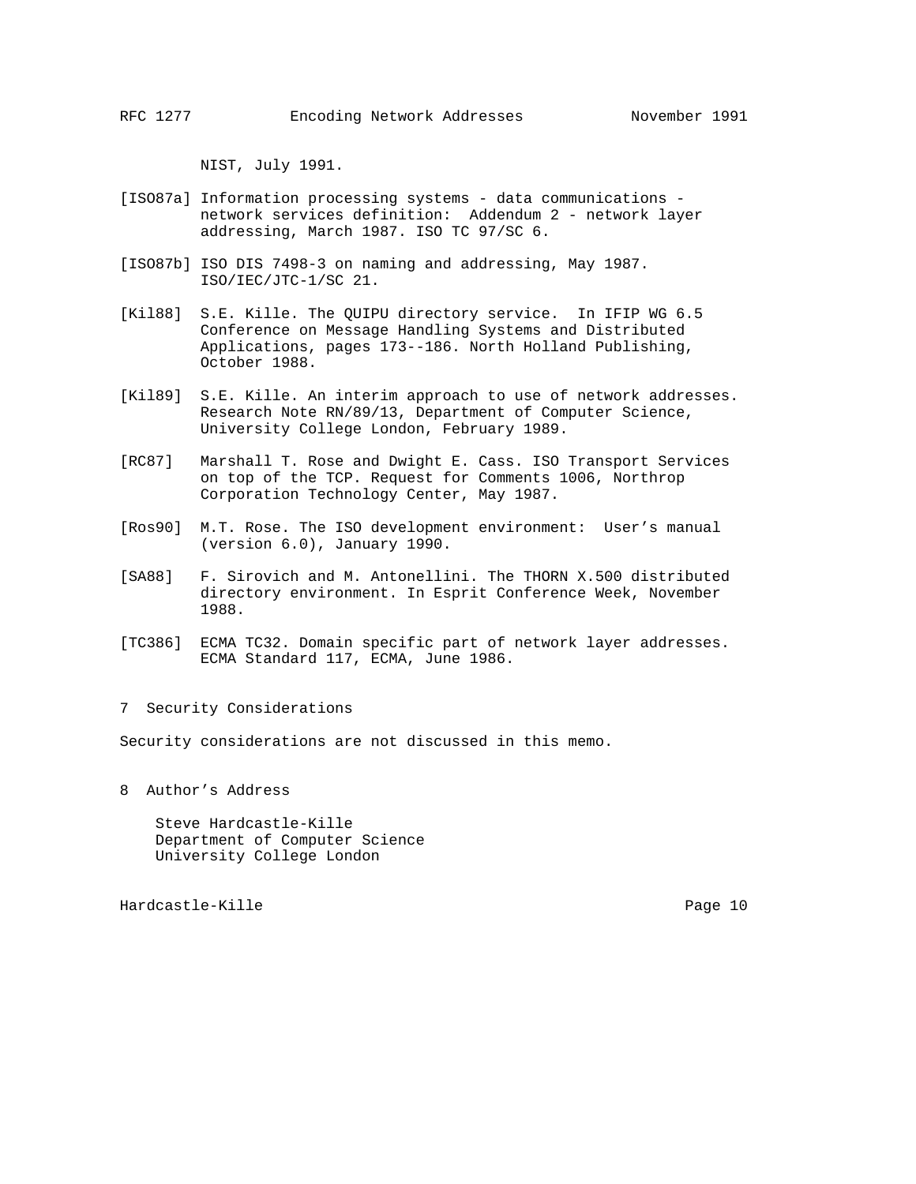NIST, July 1991.

[ISO87a] Information processing systems - data communications - network services definition: Addendum 2 - network layer addressing, March 1987. ISO TC 97/SC 6.

[ISO87b] ISO DIS 7498-3 on naming and addressing, May 1987. ISO/IEC/JTC-1/SC 21.

[Kil88] S.E. Kille. The QUIPU directory service. In IFIP WG 6.5 Conference on Message Handling Systems and Distributed Applications, pages 173--186. North Holland Publishing, October 1988.

[Kil89] S.E. Kille. An interim approach to use of network addresses. Research Note RN/89/13, Department of Computer Science, University College London, February 1989.

[RC87] Marshall T. Rose and Dwight E. Cass. ISO Transport Services on top of the TCP. Request for Comments 1006, Northrop Corporation Technology Center, May 1987.

[Ros90] M.T. Rose. The ISO development environment: User's manual (version 6.0), January 1990.

[SA88] F. Sirovich and M. Antonellini. The THORN X.500 distributed directory environment. In Esprit Conference Week, November 1988.

[TC386] ECMA TC32. Domain specific part of network layer addresses. ECMA Standard 117, ECMA, June 1986.

## 7 Security Considerations

Security considerations are not discussed in this memo.

## 8 Author's Address

Steve Hardcastle-Kille
Department of Computer Science
University College London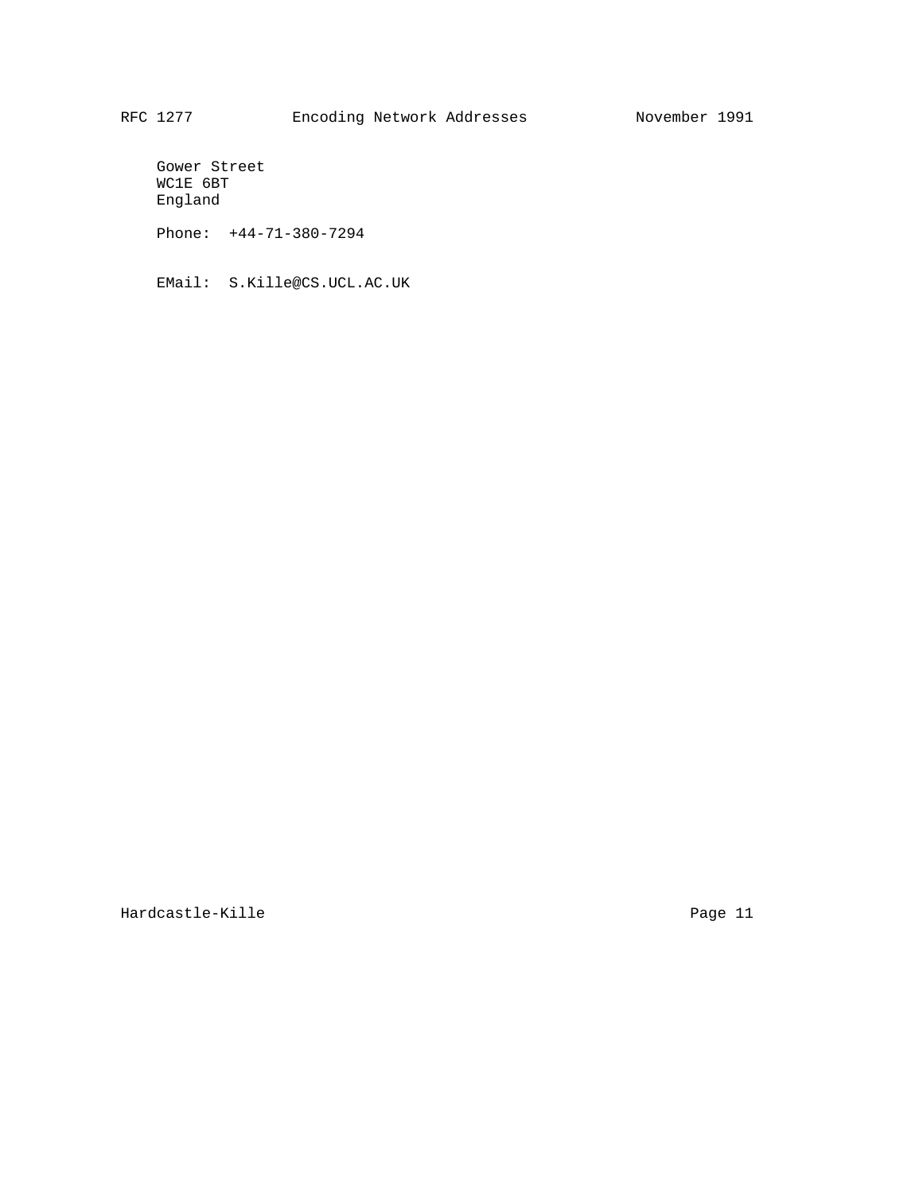Gower Street
WC1E 6BT
England

Phone:  +44-71-380-7294

EMail:  S.Kille@CS.UCL.AC.UK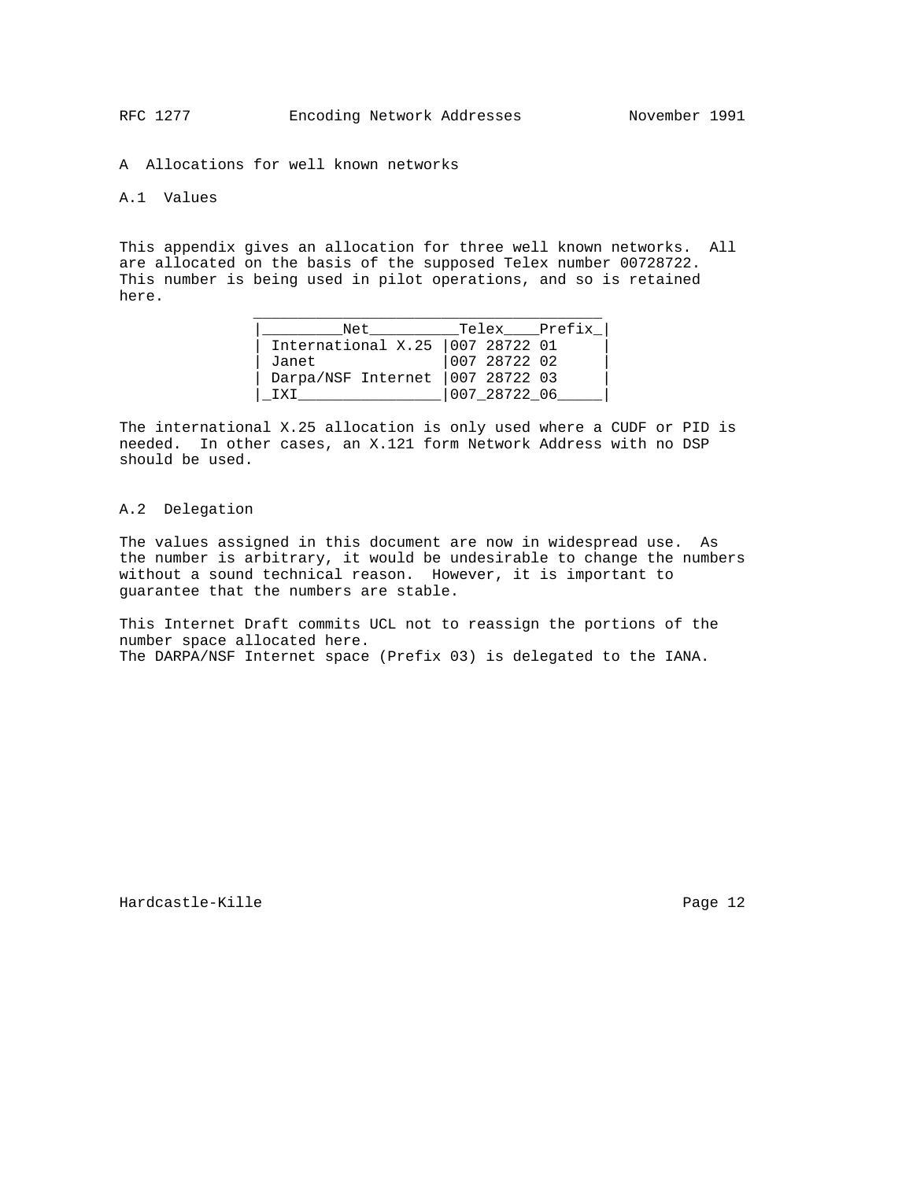# A Allocations for well known networks

## A.1 Values

This appendix gives an allocation for three well known networks. All are allocated on the basis of the supposed Telex number 00728722. This number is being used in pilot operations, and so is retained here.

| Net | Telex | Prefix |
|---|---|---|
| International X.25 | 007 28722 | 01 |
| Janet | 007 28722 | 02 |
| Darpa/NSF Internet | 007 28722 | 03 |
| IXI | 007 28722 | 06 |

The international X.25 allocation is only used where a CUDF or PID is needed. In other cases, an X.121 form Network Address with no DSP should be used.

## A.2 Delegation

The values assigned in this document are now in widespread use. As the number is arbitrary, it would be undesirable to change the numbers without a sound technical reason. However, it is important to guarantee that the numbers are stable.

This Internet Draft commits UCL not to reassign the portions of the number space allocated here.
The DARPA/NSF Internet space (Prefix 03) is delegated to the IANA.